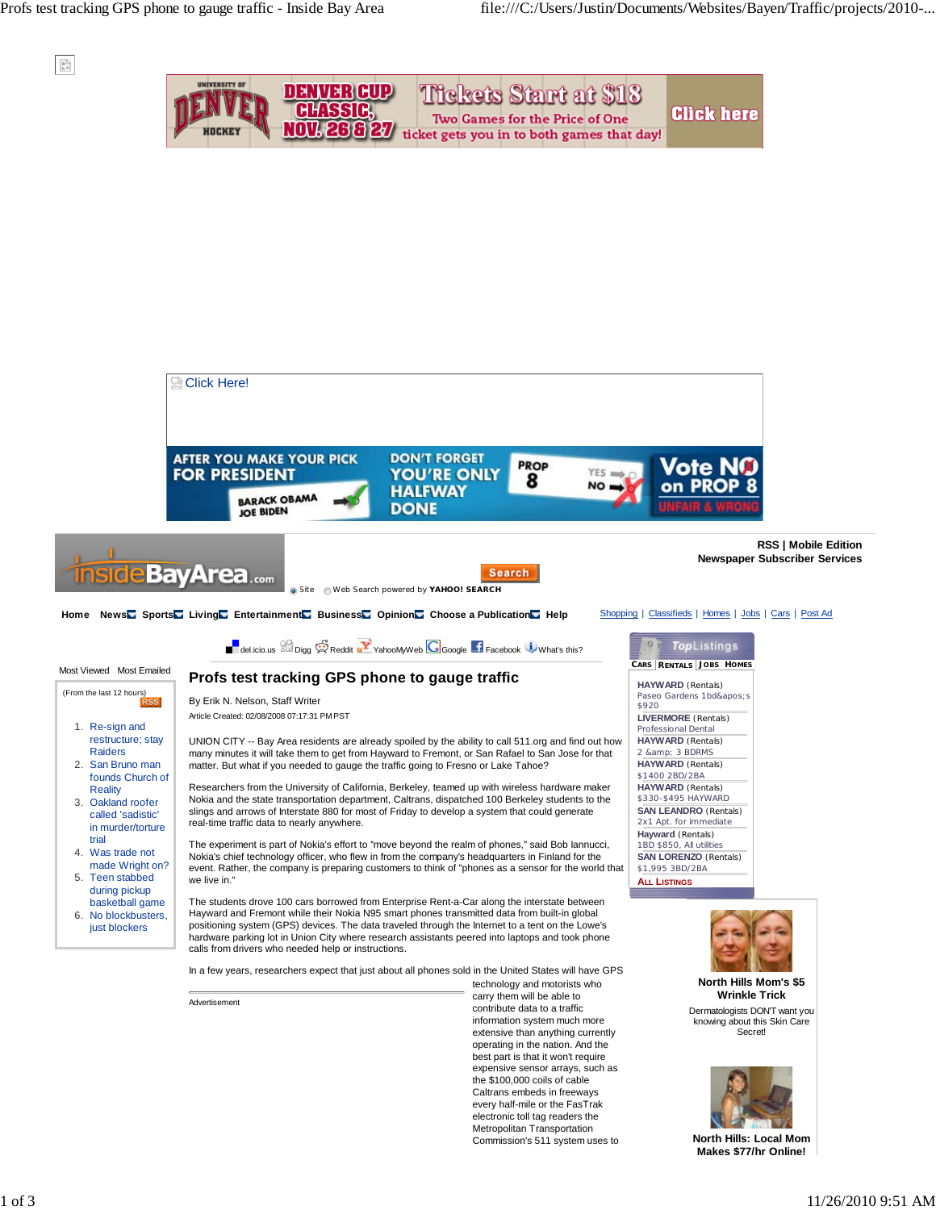RSS | Mobile Edition
Newspaper Subscriber Services

Home News Sports Living Entertainment Business Opinion Choose a Publication Help

Shopping | Classifieds | Homes | Jobs | Cars | Post Ad

# Profs test tracking GPS phone to gauge traffic

By Erik N. Nelson, Staff Writer

Article Created: 02/08/2008 07:17:31 PM PST

UNION CITY -- Bay Area residents are already spoiled by the ability to call 511.org and find out how many minutes it will take them to get from Hayward to Fremont, or San Rafael to San Jose for that matter. But what if you needed to gauge the traffic going to Fresno or Lake Tahoe?

Researchers from the University of California, Berkeley, teamed up with wireless hardware maker Nokia and the state transportation department, Caltrans, dispatched 100 Berkeley students to the slings and arrows of Interstate 880 for most of Friday to develop a system that could generate real-time traffic data to nearly anywhere.

The experiment is part of Nokia's effort to "move beyond the realm of phones," said Bob Iannucci, Nokia's chief technology officer, who flew in from the company's headquarters in Finland for the event. Rather, the company is preparing customers to think of "phones as a sensor for the world that we live in."

The students drove 100 cars borrowed from Enterprise Rent-a-Car along the interstate between Hayward and Fremont while their Nokia N95 smart phones transmitted data from built-in global positioning system (GPS) devices. The data traveled through the Internet to a tent on the Lowe's hardware parking lot in Union City where research assistants peered into laptops and took phone calls from drivers who needed help or instructions.

In a few years, researchers expect that just about all phones sold in the United States will have GPS technology and motorists who carry them will be able to contribute data to a traffic information system much more extensive than anything currently operating in the nation. And the best part is that it won't require expensive sensor arrays, such as the $100,000 coils of cable Caltrans embeds in freeways every half-mile or the FasTrak electronic toll tag readers the Metropolitan Transportation Commission's 511 system uses to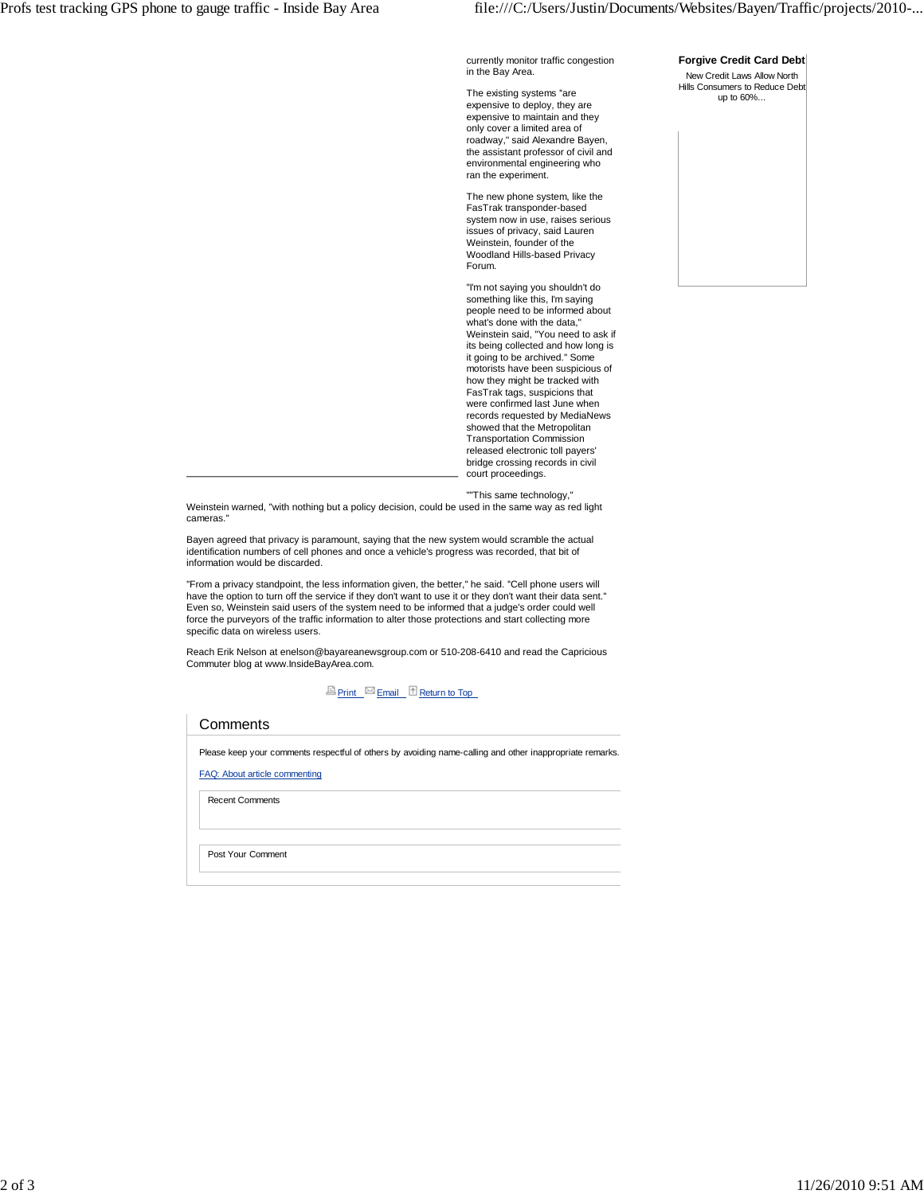currently monitor traffic congestion in the Bay Area.

The existing systems "are expensive to deploy, they are expensive to maintain and they only cover a limited area of roadway," said Alexandre Bayen, the assistant professor of civil and environmental engineering who ran the experiment.

The new phone system, like the FasTrak transponder-based system now in use, raises serious issues of privacy, said Lauren Weinstein, founder of the Woodland Hills-based Privacy Forum.

"I'm not saying you shouldn't do something like this, I'm saying people need to be informed about what's done with the data," Weinstein said, "You need to ask if its being collected and how long is it going to be archived." Some motorists have been suspicious of how they might be tracked with FasTrak tags, suspicions that were confirmed last June when records requested by MediaNews showed that the Metropolitan Transportation Commission released electronic toll payers' bridge crossing records in civil court proceedings.

""This same technology," Weinstein warned, "with nothing but a policy decision, could be used in the same way as red light cameras."

Bayen agreed that privacy is paramount, saying that the new system would scramble the actual identification numbers of cell phones and once a vehicle's progress was recorded, that bit of information would be discarded.

"From a privacy standpoint, the less information given, the better," he said. "Cell phone users will have the option to turn off the service if they don't want to use it or they don't want their data sent." Even so, Weinstein said users of the system need to be informed that a judge's order could well force the purveyors of the traffic information to alter those protections and start collecting more specific data on wireless users.

Reach Erik Nelson at enelson@bayareanewsgroup.com or 510-208-6410 and read the Capricious Commuter blog at www.InsideBayArea.com.

Print Email Return to Top

**Forgive Credit Card Debt**

New Credit Laws Allow North Hills Consumers to Reduce Debt up to 60%...

## Comments

Please keep your comments respectful of others by avoiding name-calling and other inappropriate remarks.

FAQ: About article commenting

Recent Comments

Post Your Comment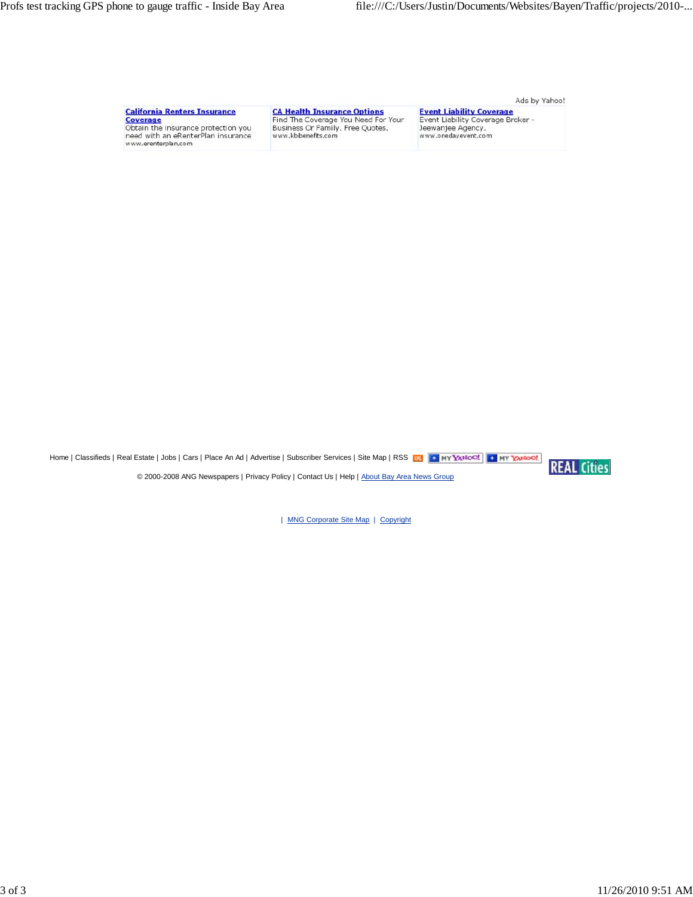Ads by Yahoo!

**California Renters Insurance Coverage**
Obtain the insurance protection you need with an eRenterPlan insurance
www.erenterplan.com

**CA Health Insurance Options**
Find The Coverage You Need For Your Business Or Family. Free Quotes.
www.kbibenefits.com

**Event Liability Coverage**
Event Liability Coverage Broker - Jeewanjee Agency.
www.onedayevent.com

Home | Classifieds | Real Estate | Jobs | Cars | Place An Ad | Advertise | Subscriber Services | Site Map | RSS

© 2000-2008 ANG Newspapers | Privacy Policy | Contact Us | Help | About Bay Area News Group

| MNG Corporate Site Map | Copyright